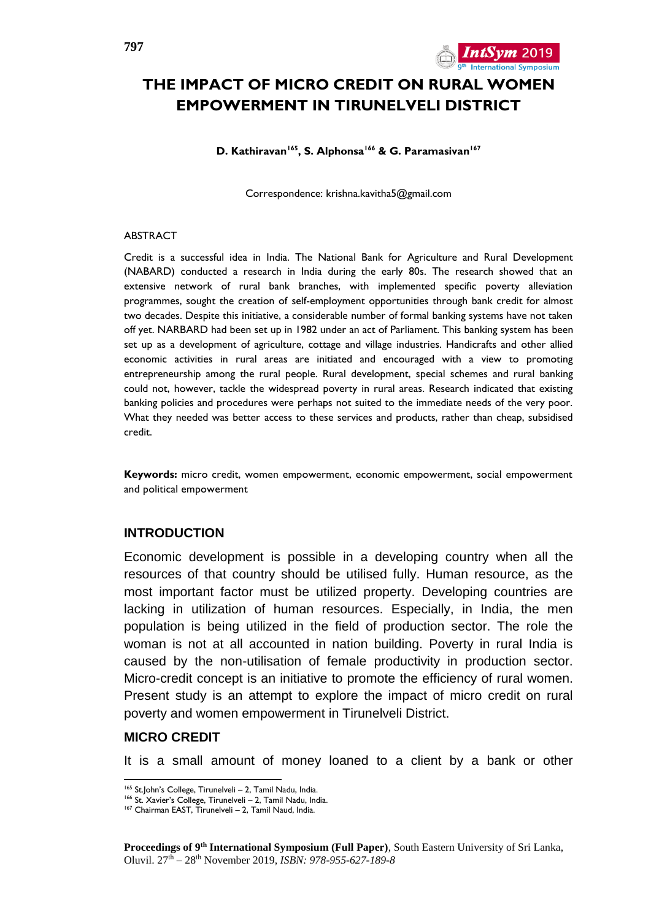# THE IMPACT OF MICRO CREDIT ON RURAL WOMEN EMPOWERMENT IN TIRUNELVELI DISTRICT

**D. Kathiravan[165], S. Alphonsa[166] & G. Paramasivan[167]**

Correspondence: krishna.kavitha5@gmail.com

## ABSTRACT

Credit is a successful idea in India. The National Bank for Agriculture and Rural Development (NABARD) conducted a research in India during the early 80s. The research showed that an extensive network of rural bank branches, with implemented specific poverty alleviation programmes, sought the creation of self-employment opportunities through bank credit for almost two decades. Despite this initiative, a considerable number of formal banking systems have not taken off yet. NARBARD had been set up in 1982 under an act of Parliament. This banking system has been set up as a development of agriculture, cottage and village industries. Handicrafts and other allied economic activities in rural areas are initiated and encouraged with a view to promoting entrepreneurship among the rural people. Rural development, special schemes and rural banking could not, however, tackle the widespread poverty in rural areas. Research indicated that existing banking policies and procedures were perhaps not suited to the immediate needs of the very poor. What they needed was better access to these services and products, rather than cheap, subsidised credit.

**Keywords:** micro credit, women empowerment, economic empowerment, social empowerment and political empowerment

## INTRODUCTION

Economic development is possible in a developing country when all the resources of that country should be utilised fully. Human resource, as the most important factor must be utilized property. Developing countries are lacking in utilization of human resources. Especially, in India, the men population is being utilized in the field of production sector. The role the woman is not at all accounted in nation building. Poverty in rural India is caused by the non-utilisation of female productivity in production sector. Micro-credit concept is an initiative to promote the efficiency of rural women. Present study is an attempt to explore the impact of micro credit on rural poverty and women empowerment in Tirunelveli District.

## MICRO CREDIT

It is a small amount of money loaned to a client by a bank or other

---

[165] St.John's College, Tirunelveli – 2, Tamil Nadu, India.

[166] St. Xavier's College, Tirunelveli – 2, Tamil Nadu, India.

[167] Chairman EAST, Tirunelveli – 2, Tamil Naud, India.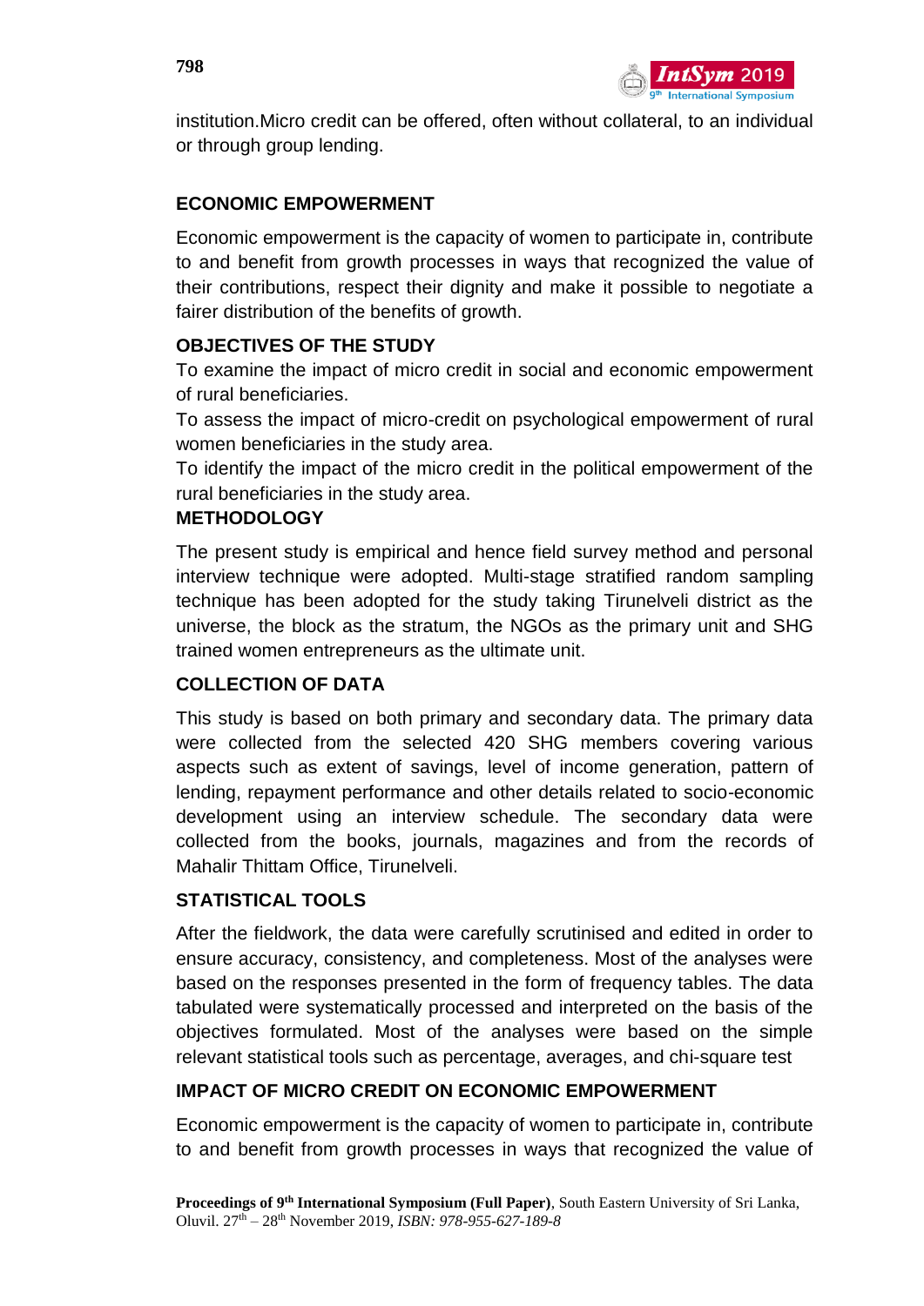institution.Micro credit can be offered, often without collateral, to an individual or through group lending.

## ECONOMIC EMPOWERMENT

Economic empowerment is the capacity of women to participate in, contribute to and benefit from growth processes in ways that recognized the value of their contributions, respect their dignity and make it possible to negotiate a fairer distribution of the benefits of growth.

## OBJECTIVES OF THE STUDY

To examine the impact of micro credit in social and economic empowerment of rural beneficiaries.

To assess the impact of micro-credit on psychological empowerment of rural women beneficiaries in the study area.

To identify the impact of the micro credit in the political empowerment of the rural beneficiaries in the study area.

## METHODOLOGY

The present study is empirical and hence field survey method and personal interview technique were adopted. Multi-stage stratified random sampling technique has been adopted for the study taking Tirunelveli district as the universe, the block as the stratum, the NGOs as the primary unit and SHG trained women entrepreneurs as the ultimate unit.

## COLLECTION OF DATA

This study is based on both primary and secondary data. The primary data were collected from the selected 420 SHG members covering various aspects such as extent of savings, level of income generation, pattern of lending, repayment performance and other details related to socio-economic development using an interview schedule. The secondary data were collected from the books, journals, magazines and from the records of Mahalir Thittam Office, Tirunelveli.

## STATISTICAL TOOLS

After the fieldwork, the data were carefully scrutinised and edited in order to ensure accuracy, consistency, and completeness. Most of the analyses were based on the responses presented in the form of frequency tables. The data tabulated were systematically processed and interpreted on the basis of the objectives formulated. Most of the analyses were based on the simple relevant statistical tools such as percentage, averages, and chi-square test

## IMPACT OF MICRO CREDIT ON ECONOMIC EMPOWERMENT

Economic empowerment is the capacity of women to participate in, contribute to and benefit from growth processes in ways that recognized the value of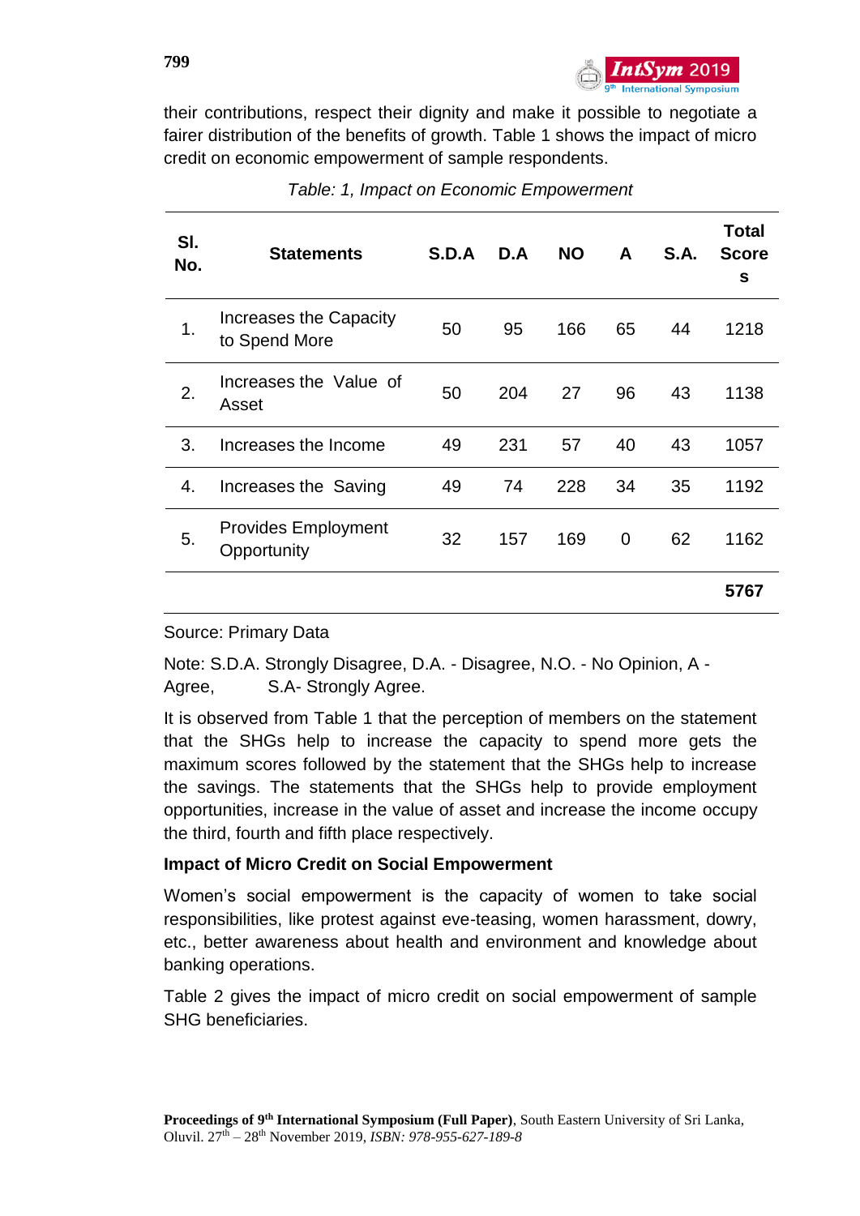their contributions, respect their dignity and make it possible to negotiate a fairer distribution of the benefits of growth. Table 1 shows the impact of micro credit on economic empowerment of sample respondents.

*Table: 1, Impact on Economic Empowerment*

| Sl. No. | Statements | S.D.A | D.A | NO | A | S.A. | Total Scores |
|---|---|---|---|---|---|---|---|
| 1. | Increases the Capacity to Spend More | 50 | 95 | 166 | 65 | 44 | 1218 |
| 2. | Increases the Value of Asset | 50 | 204 | 27 | 96 | 43 | 1138 |
| 3. | Increases the Income | 49 | 231 | 57 | 40 | 43 | 1057 |
| 4. | Increases the Saving | 49 | 74 | 228 | 34 | 35 | 1192 |
| 5. | Provides Employment Opportunity | 32 | 157 | 169 | 0 | 62 | 1162 |
| | | | | | | | **5767** |

Source: Primary Data

Note: S.D.A. Strongly Disagree, D.A. - Disagree, N.O. - No Opinion, A - Agree, S.A- Strongly Agree.

It is observed from Table 1 that the perception of members on the statement that the SHGs help to increase the capacity to spend more gets the maximum scores followed by the statement that the SHGs help to increase the savings. The statements that the SHGs help to provide employment opportunities, increase in the value of asset and increase the income occupy the third, fourth and fifth place respectively.

**Impact of Micro Credit on Social Empowerment**

Women's social empowerment is the capacity of women to take social responsibilities, like protest against eve-teasing, women harassment, dowry, etc., better awareness about health and environment and knowledge about banking operations.

Table 2 gives the impact of micro credit on social empowerment of sample SHG beneficiaries.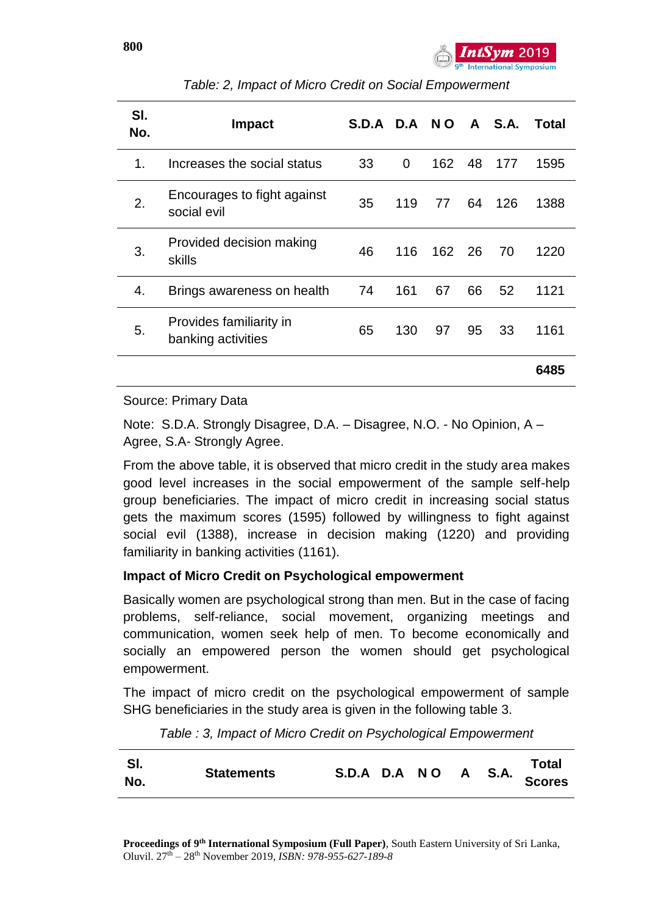*Table: 2, Impact of Micro Credit on Social Empowerment*

| Sl. No. | Impact | S.D.A | D.A | N O | A | S.A. | Total |
|---|---|---|---|---|---|---|---|
| 1. | Increases the social status | 33 | 0 | 162 | 48 | 177 | 1595 |
| 2. | Encourages to fight against social evil | 35 | 119 | 77 | 64 | 126 | 1388 |
| 3. | Provided decision making skills | 46 | 116 | 162 | 26 | 70 | 1220 |
| 4. | Brings awareness on health | 74 | 161 | 67 | 66 | 52 | 1121 |
| 5. | Provides familiarity in banking activities | 65 | 130 | 97 | 95 | 33 | 1161 |
| | | | | | | | **6485** |

Source: Primary Data

Note: S.D.A. Strongly Disagree, D.A. – Disagree, N.O. - No Opinion, A – Agree, S.A- Strongly Agree.

From the above table, it is observed that micro credit in the study area makes good level increases in the social empowerment of the sample self-help group beneficiaries. The impact of micro credit in increasing social status gets the maximum scores (1595) followed by willingness to fight against social evil (1388), increase in decision making (1220) and providing familiarity in banking activities (1161).

**Impact of Micro Credit on Psychological empowerment**

Basically women are psychological strong than men. But in the case of facing problems, self-reliance, social movement, organizing meetings and communication, women seek help of men. To become economically and socially an empowered person the women should get psychological empowerment.

The impact of micro credit on the psychological empowerment of sample SHG beneficiaries in the study area is given in the following table 3.

*Table : 3, Impact of Micro Credit on Psychological Empowerment*

| Sl. No. | Statements | S.D.A | D.A | N O | A | S.A. | Total Scores |
|---|---|---|---|---|---|---|---|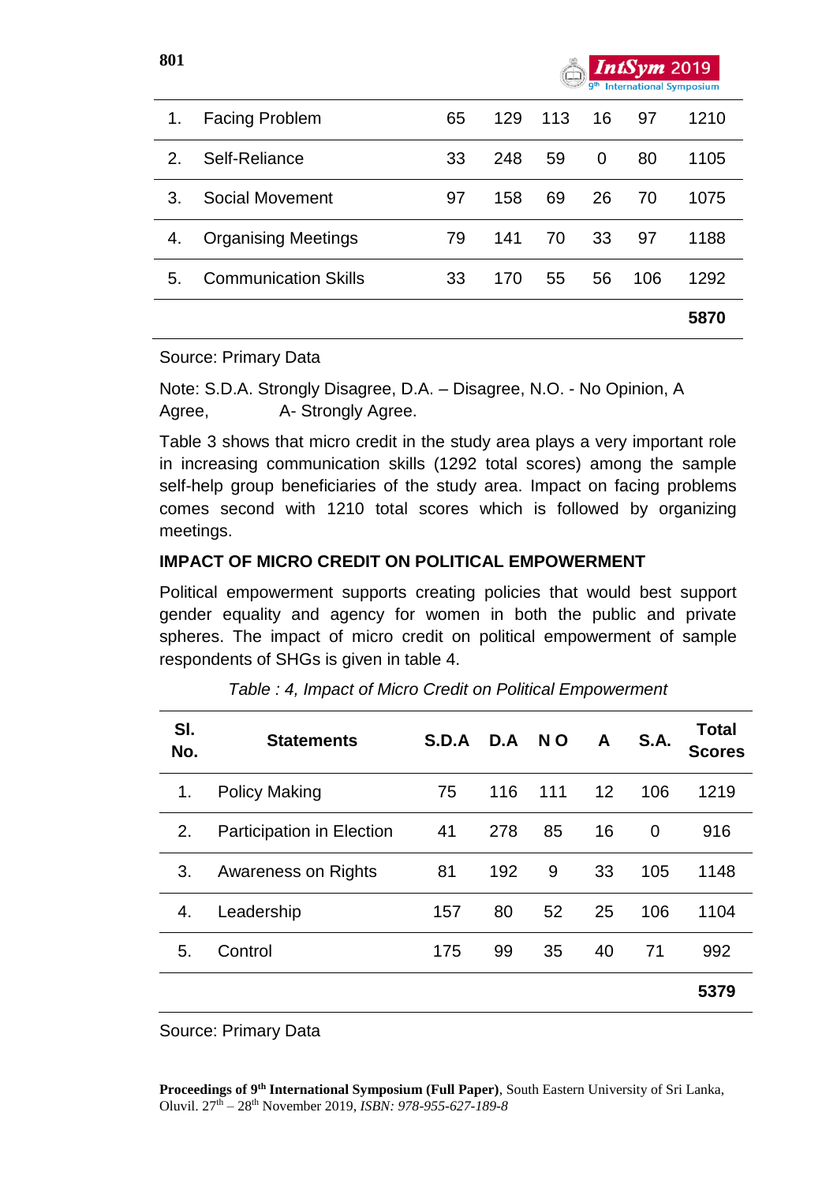| | | | | | | | |
|---|---|---|---|---|---|---|---|
| 1. | Facing Problem | 65 | 129 | 113 | 16 | 97 | 1210 |
| 2. | Self-Reliance | 33 | 248 | 59 | 0 | 80 | 1105 |
| 3. | Social Movement | 97 | 158 | 69 | 26 | 70 | 1075 |
| 4. | Organising Meetings | 79 | 141 | 70 | 33 | 97 | 1188 |
| 5. | Communication Skills | 33 | 170 | 55 | 56 | 106 | 1292 |
| | | | | | | | **5870** |

Source: Primary Data

Note: S.D.A. Strongly Disagree, D.A. – Disagree, N.O. - No Opinion, A Agree, A- Strongly Agree.

Table 3 shows that micro credit in the study area plays a very important role in increasing communication skills (1292 total scores) among the sample self-help group beneficiaries of the study area. Impact on facing problems comes second with 1210 total scores which is followed by organizing meetings.

**IMPACT OF MICRO CREDIT ON POLITICAL EMPOWERMENT**

Political empowerment supports creating policies that would best support gender equality and agency for women in both the public and private spheres. The impact of micro credit on political empowerment of sample respondents of SHGs is given in table 4.

*Table : 4, Impact of Micro Credit on Political Empowerment*

| Sl. No. | Statements | S.D.A | D.A | N O | A | S.A. | Total Scores |
|---|---|---|---|---|---|---|---|
| 1. | Policy Making | 75 | 116 | 111 | 12 | 106 | 1219 |
| 2. | Participation in Election | 41 | 278 | 85 | 16 | 0 | 916 |
| 3. | Awareness on Rights | 81 | 192 | 9 | 33 | 105 | 1148 |
| 4. | Leadership | 157 | 80 | 52 | 25 | 106 | 1104 |
| 5. | Control | 175 | 99 | 35 | 40 | 71 | 992 |
| | | | | | | | **5379** |

Source: Primary Data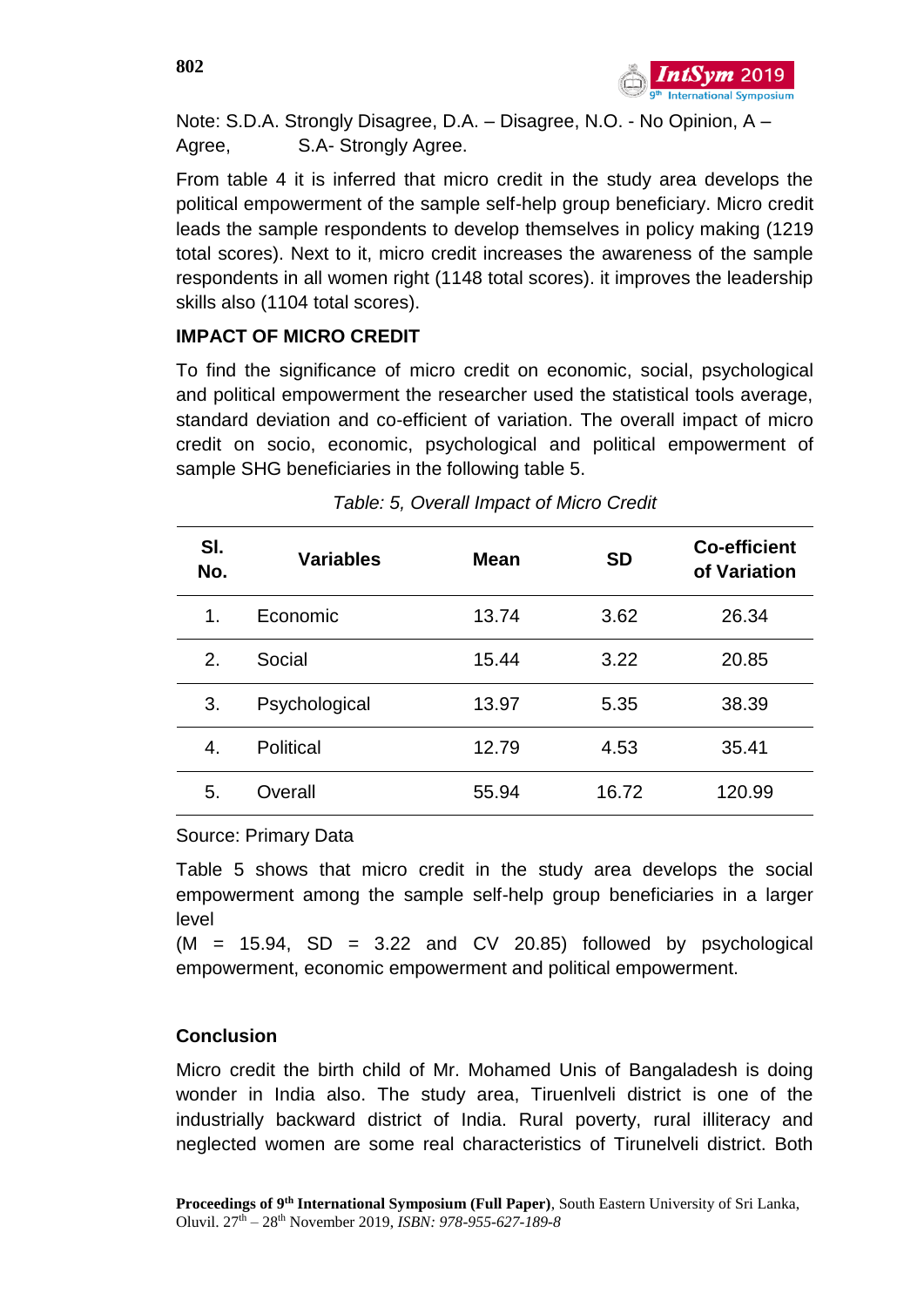Note: S.D.A. Strongly Disagree, D.A. – Disagree, N.O. - No Opinion, A – Agree, S.A- Strongly Agree.

From table 4 it is inferred that micro credit in the study area develops the political empowerment of the sample self-help group beneficiary. Micro credit leads the sample respondents to develop themselves in policy making (1219 total scores). Next to it, micro credit increases the awareness of the sample respondents in all women right (1148 total scores). it improves the leadership skills also (1104 total scores).

## IMPACT OF MICRO CREDIT

To find the significance of micro credit on economic, social, psychological and political empowerment the researcher used the statistical tools average, standard deviation and co-efficient of variation. The overall impact of micro credit on socio, economic, psychological and political empowerment of sample SHG beneficiaries in the following table 5.

*Table: 5, Overall Impact of Micro Credit*

| Sl. No. | Variables | Mean | SD | Co-efficient of Variation |
|---|---|---|---|---|
| 1. | Economic | 13.74 | 3.62 | 26.34 |
| 2. | Social | 15.44 | 3.22 | 20.85 |
| 3. | Psychological | 13.97 | 5.35 | 38.39 |
| 4. | Political | 12.79 | 4.53 | 35.41 |
| 5. | Overall | 55.94 | 16.72 | 120.99 |

Source: Primary Data

Table 5 shows that micro credit in the study area develops the social empowerment among the sample self-help group beneficiaries in a larger level

(M = 15.94, SD = 3.22 and CV 20.85) followed by psychological empowerment, economic empowerment and political empowerment.

## Conclusion

Micro credit the birth child of Mr. Mohamed Unis of Bangaladesh is doing wonder in India also. The study area, Tiruenlveli district is one of the industrially backward district of India. Rural poverty, rural illiteracy and neglected women are some real characteristics of Tirunelveli district. Both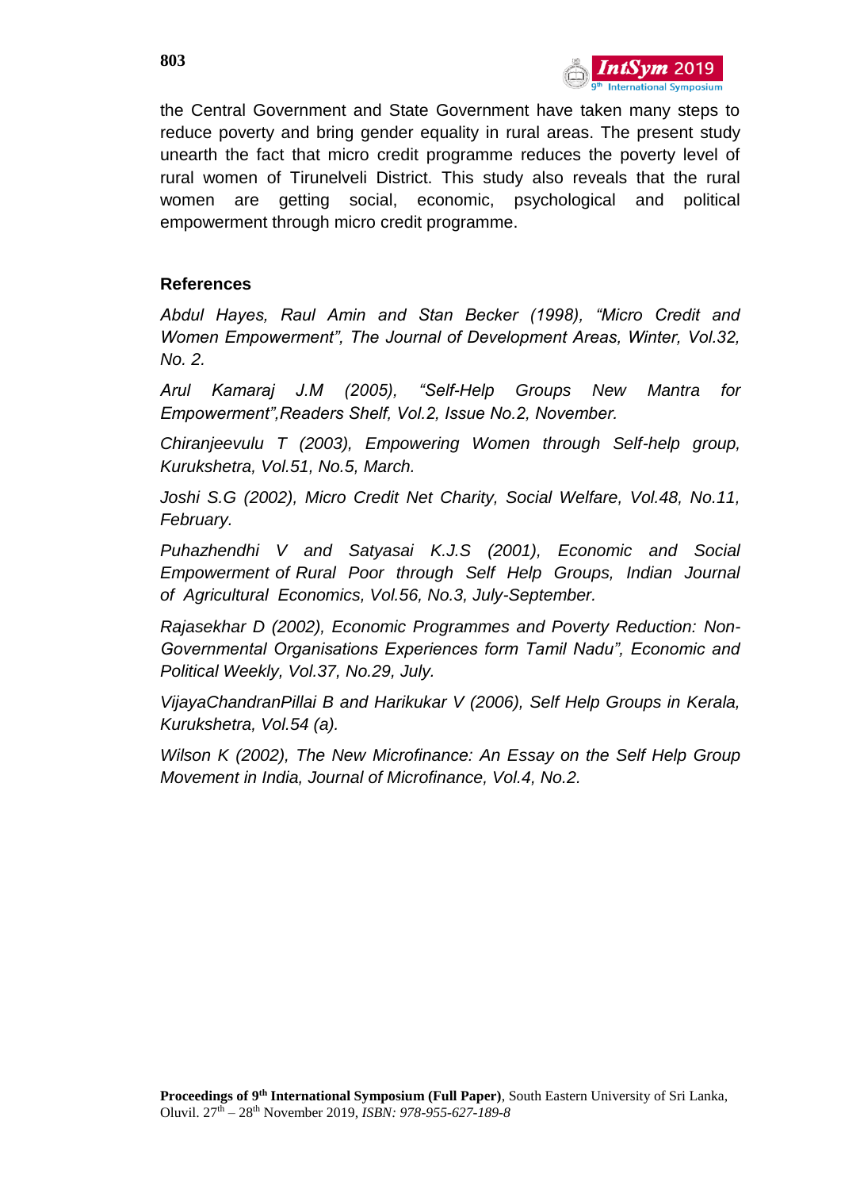the Central Government and State Government have taken many steps to reduce poverty and bring gender equality in rural areas. The present study unearth the fact that micro credit programme reduces the poverty level of rural women of Tirunelveli District. This study also reveals that the rural women are getting social, economic, psychological and political empowerment through micro credit programme.

## References

*Abdul Hayes, Raul Amin and Stan Becker (1998), "Micro Credit and Women Empowerment", The Journal of Development Areas, Winter, Vol.32, No. 2.*

*Arul Kamaraj J.M (2005), "Self-Help Groups New Mantra for Empowerment",Readers Shelf, Vol.2, Issue No.2, November.*

*Chiranjeevulu T (2003), Empowering Women through Self-help group, Kurukshetra, Vol.51, No.5, March.*

*Joshi S.G (2002), Micro Credit Net Charity, Social Welfare, Vol.48, No.11, February.*

*Puhazhendhi V and Satyasai K.J.S (2001), Economic and Social Empowerment of Rural Poor through Self Help Groups, Indian Journal of Agricultural Economics, Vol.56, No.3, July-September.*

*Rajasekhar D (2002), Economic Programmes and Poverty Reduction: Non-Governmental Organisations Experiences form Tamil Nadu", Economic and Political Weekly, Vol.37, No.29, July.*

*VijayaChandranPillai B and Harikukar V (2006), Self Help Groups in Kerala, Kurukshetra, Vol.54 (a).*

*Wilson K (2002), The New Microfinance: An Essay on the Self Help Group Movement in India, Journal of Microfinance, Vol.4, No.2.*